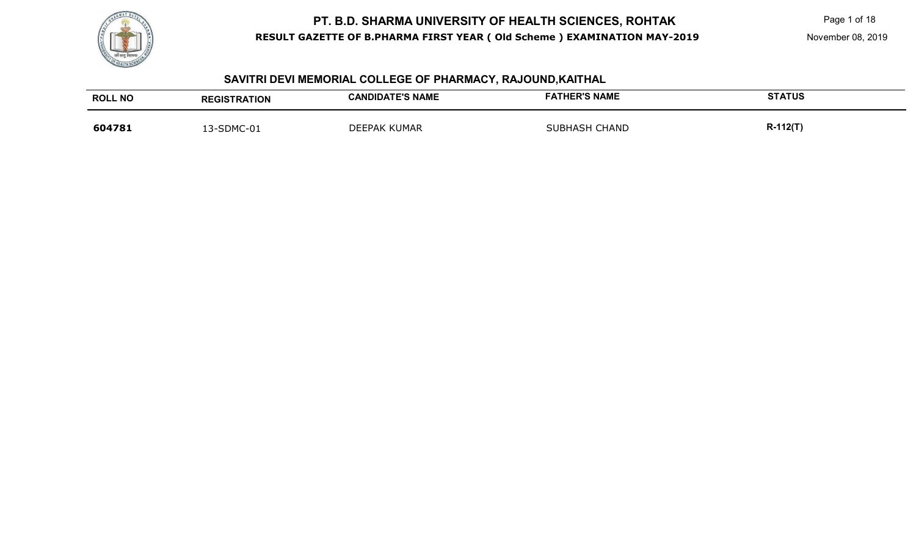# PT. B.D. SHARMA UNIVERSITY OF HEALTH SCIENCES, ROHTAK

**RESULT GAZETTE OF B.PHARMA FIRST YEAR ( Old Scheme ) EXAMINATION MAY-2019**

November 08, 2019

## SAVITRI DEVI MEMORIAL COLLEGE OF PHARMACY, RAJOUND,KAITHAL

| ROLL NO | REGISTRATION | CANDIDATE'S NAME | FATHER'S NAME | STATUS |
|---|---|---|---|---|
| **604781** | 13-SDMC-01 | DEEPAK KUMAR | SUBHASH CHAND | **R-112(T)** |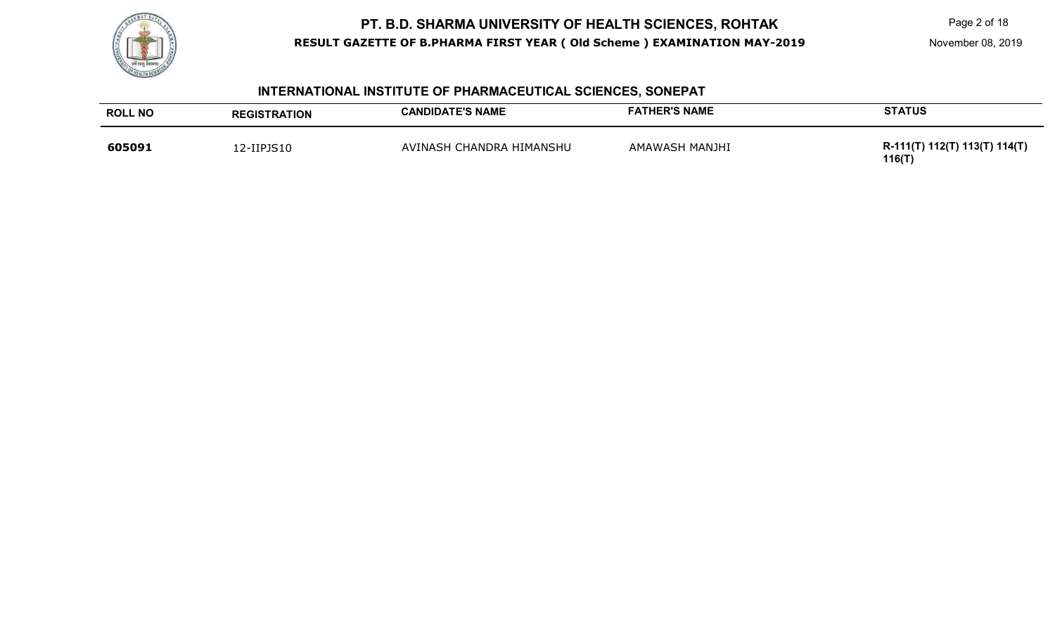# PT. B.D. SHARMA UNIVERSITY OF HEALTH SCIENCES, ROHTAK

**RESULT GAZETTE OF B.PHARMA FIRST YEAR ( Old Scheme ) EXAMINATION MAY-2019**

November 08, 2019

## INTERNATIONAL INSTITUTE OF PHARMACEUTICAL SCIENCES, SONEPAT

| ROLL NO | REGISTRATION | CANDIDATE'S NAME | FATHER'S NAME | STATUS |
|---|---|---|---|---|
| **605091** | 12-IIPJS10 | AVINASH CHANDRA HIMANSHU | AMAWASH MANJHI | **R-111(T) 112(T) 113(T) 114(T) 116(T)** |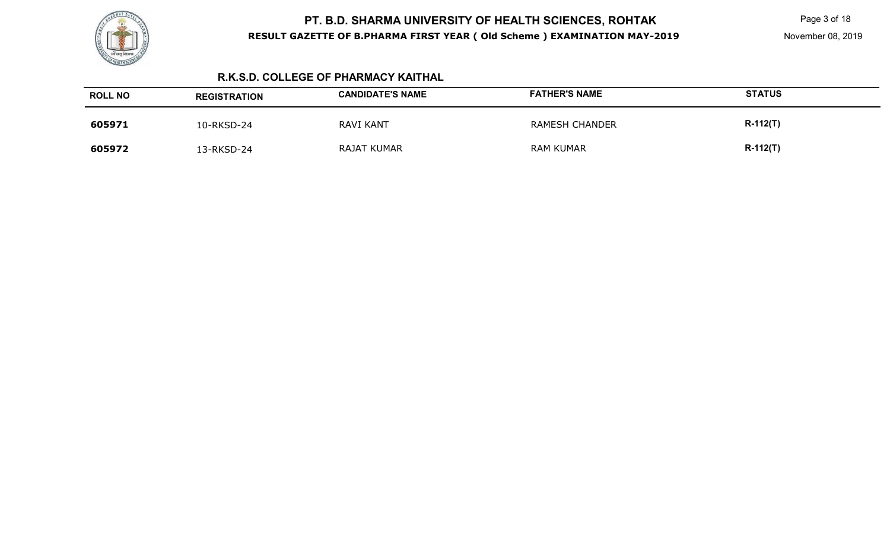## R.K.S.D. COLLEGE OF PHARMACY KAITHAL

| ROLL NO | REGISTRATION | CANDIDATE'S NAME | FATHER'S NAME | STATUS |
|---|---|---|---|---|
| **605971** | 10-RKSD-24 | RAVI KANT | RAMESH CHANDER | **R-112(T)** |
| **605972** | 13-RKSD-24 | RAJAT KUMAR | RAM KUMAR | **R-112(T)** |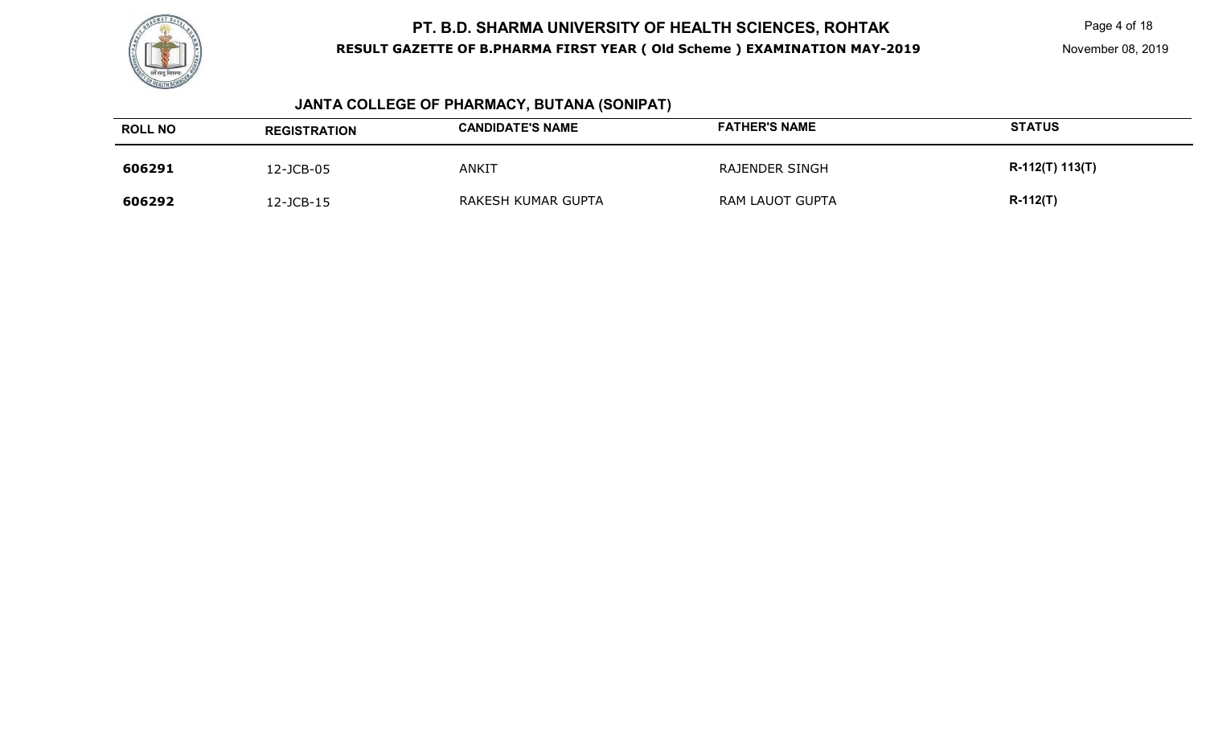# PT. B.D. SHARMA UNIVERSITY OF HEALTH SCIENCES, ROHTAK

**RESULT GAZETTE OF B.PHARMA FIRST YEAR ( Old Scheme ) EXAMINATION MAY-2019**

November 08, 2019

## JANTA COLLEGE OF PHARMACY, BUTANA (SONIPAT)

| ROLL NO | REGISTRATION | CANDIDATE'S NAME | FATHER'S NAME | STATUS |
|---|---|---|---|---|
| **606291** | 12-JCB-05 | ANKIT | RAJENDER SINGH | **R-112(T) 113(T)** |
| **606292** | 12-JCB-15 | RAKESH KUMAR GUPTA | RAM LAUOT GUPTA | **R-112(T)** |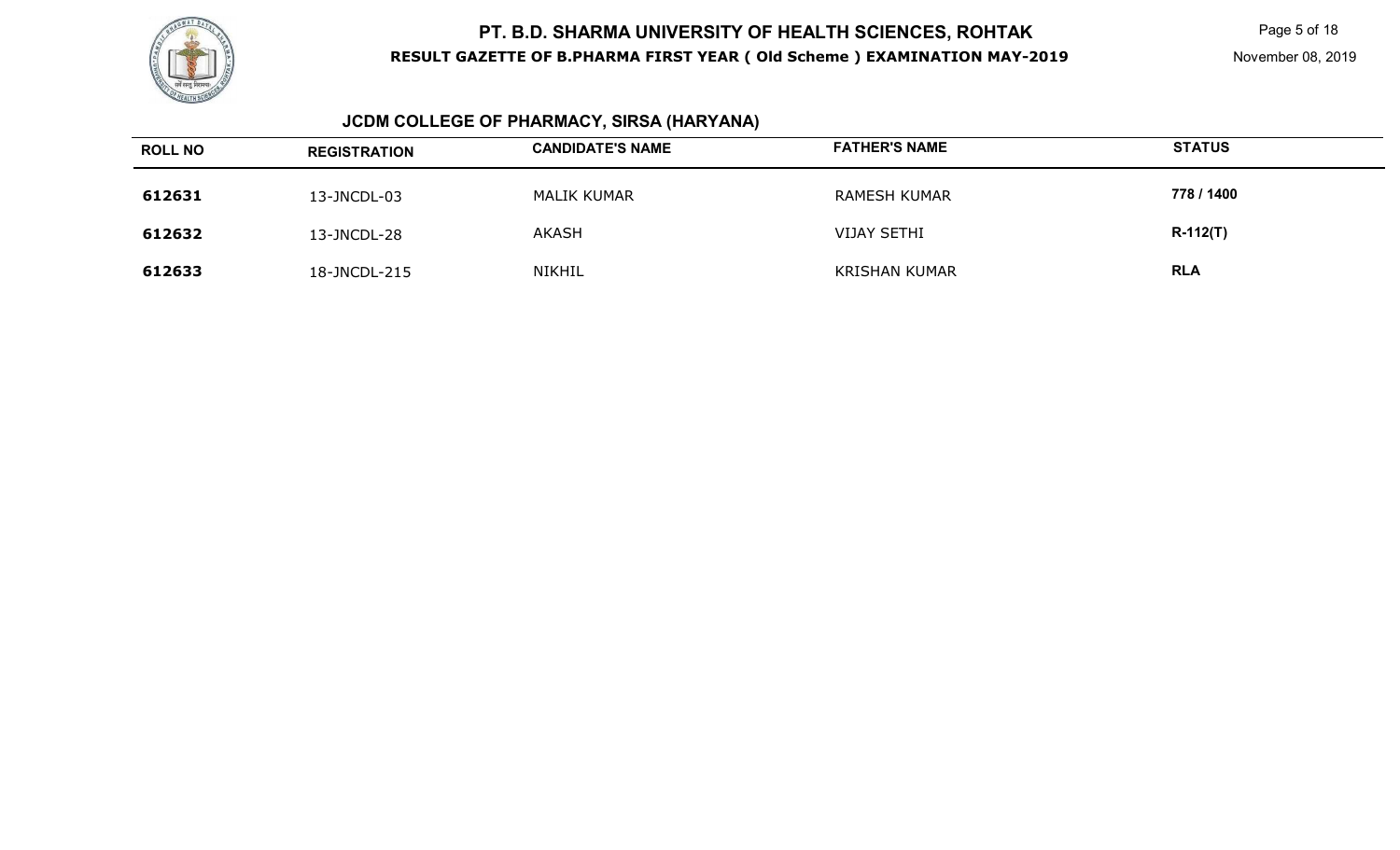# PT. B.D. SHARMA UNIVERSITY OF HEALTH SCIENCES, ROHTAK

**RESULT GAZETTE OF B.PHARMA FIRST YEAR ( Old Scheme ) EXAMINATION MAY-2019**

November 08, 2019

## JCDM COLLEGE OF PHARMACY, SIRSA (HARYANA)

| ROLL NO | REGISTRATION | CANDIDATE'S NAME | FATHER'S NAME | STATUS |
|---|---|---|---|---|
| 612631 | 13-JNCDL-03 | MALIK KUMAR | RAMESH KUMAR | 778 / 1400 |
| 612632 | 13-JNCDL-28 | AKASH | VIJAY SETHI | R-112(T) |
| 612633 | 18-JNCDL-215 | NIKHIL | KRISHAN KUMAR | RLA |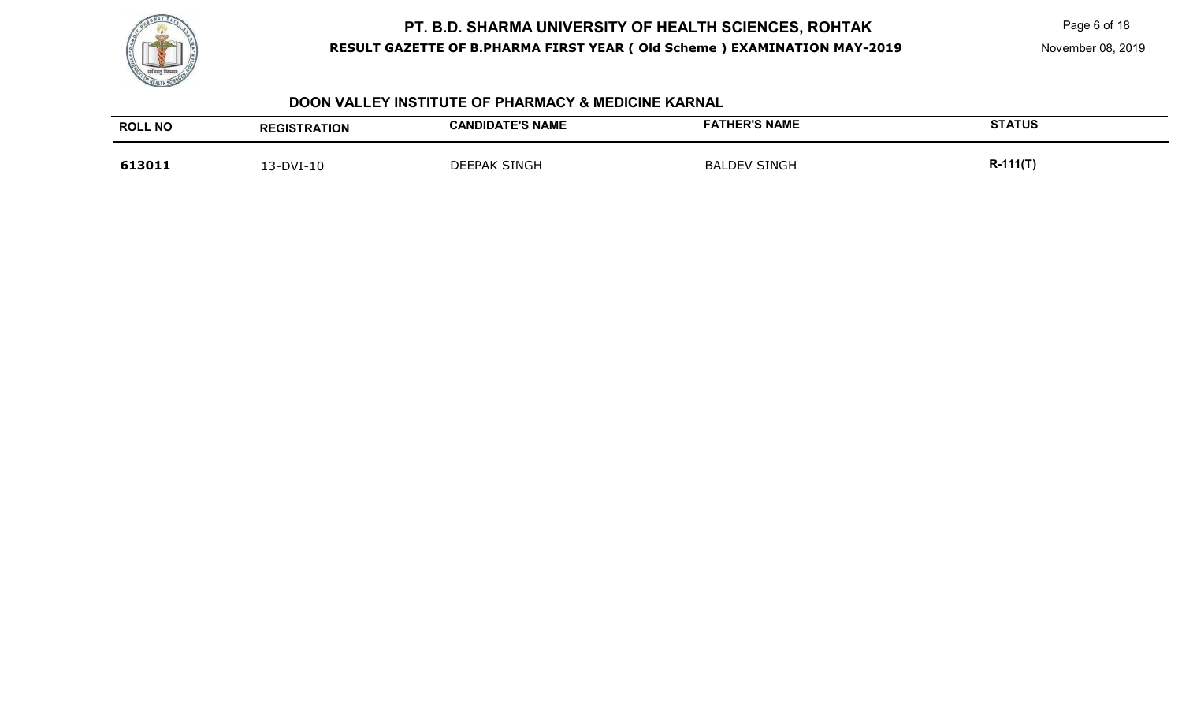# PT. B.D. SHARMA UNIVERSITY OF HEALTH SCIENCES, ROHTAK

**RESULT GAZETTE OF B.PHARMA FIRST YEAR ( Old Scheme ) EXAMINATION MAY-2019**

November 08, 2019

## DOON VALLEY INSTITUTE OF PHARMACY & MEDICINE KARNAL

| ROLL NO | REGISTRATION | CANDIDATE'S NAME | FATHER'S NAME | STATUS |
|---|---|---|---|---|
| **613011** | 13-DVI-10 | DEEPAK SINGH | BALDEV SINGH | **R-111(T)** |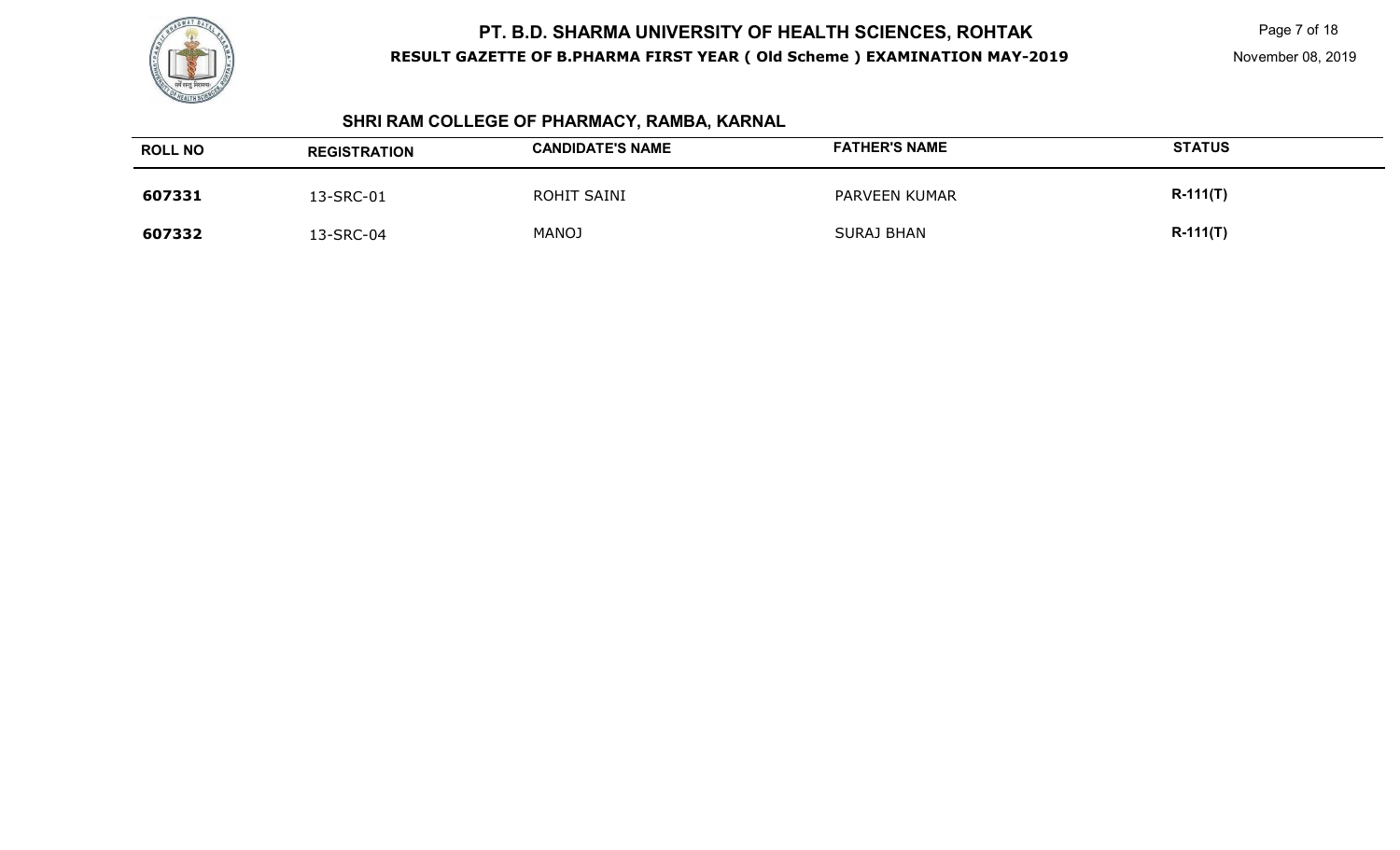## SHRI RAM COLLEGE OF PHARMACY, RAMBA, KARNAL

| ROLL NO | REGISTRATION | CANDIDATE'S NAME | FATHER'S NAME | STATUS |
|---|---|---|---|---|
| **607331** | 13-SRC-01 | ROHIT SAINI | PARVEEN KUMAR | **R-111(T)** |
| **607332** | 13-SRC-04 | MANOJ | SURAJ BHAN | **R-111(T)** |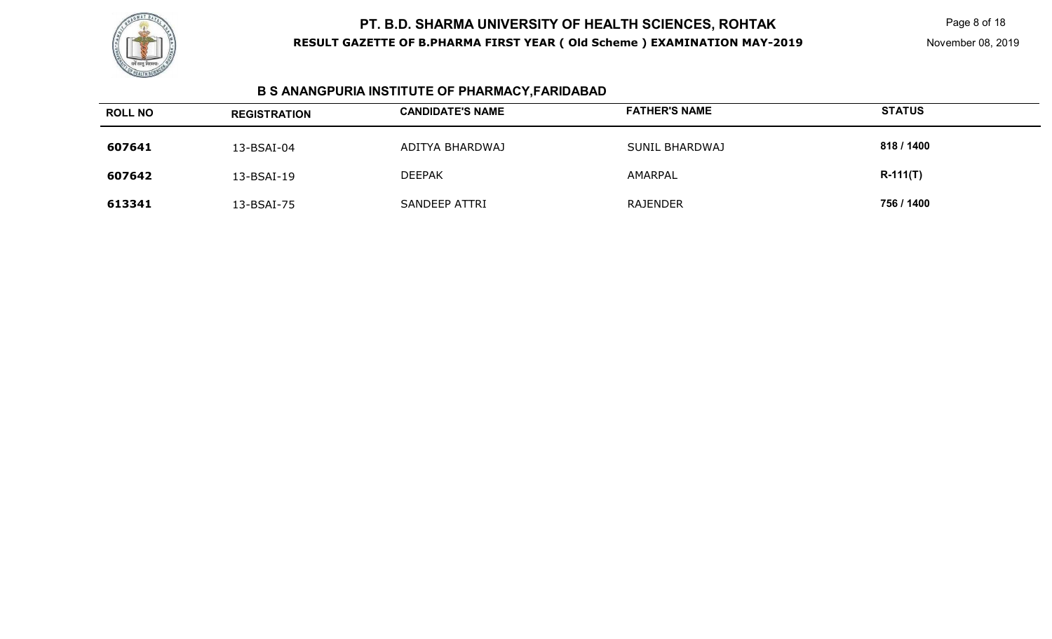## B S ANANGPURIA INSTITUTE OF PHARMACY,FARIDABAD

| ROLL NO | REGISTRATION | CANDIDATE'S NAME | FATHER'S NAME | STATUS |
|---|---|---|---|---|
| 607641 | 13-BSAI-04 | ADITYA BHARDWAJ | SUNIL BHARDWAJ | 818 / 1400 |
| 607642 | 13-BSAI-19 | DEEPAK | AMARPAL | R-111(T) |
| 613341 | 13-BSAI-75 | SANDEEP ATTRI | RAJENDER | 756 / 1400 |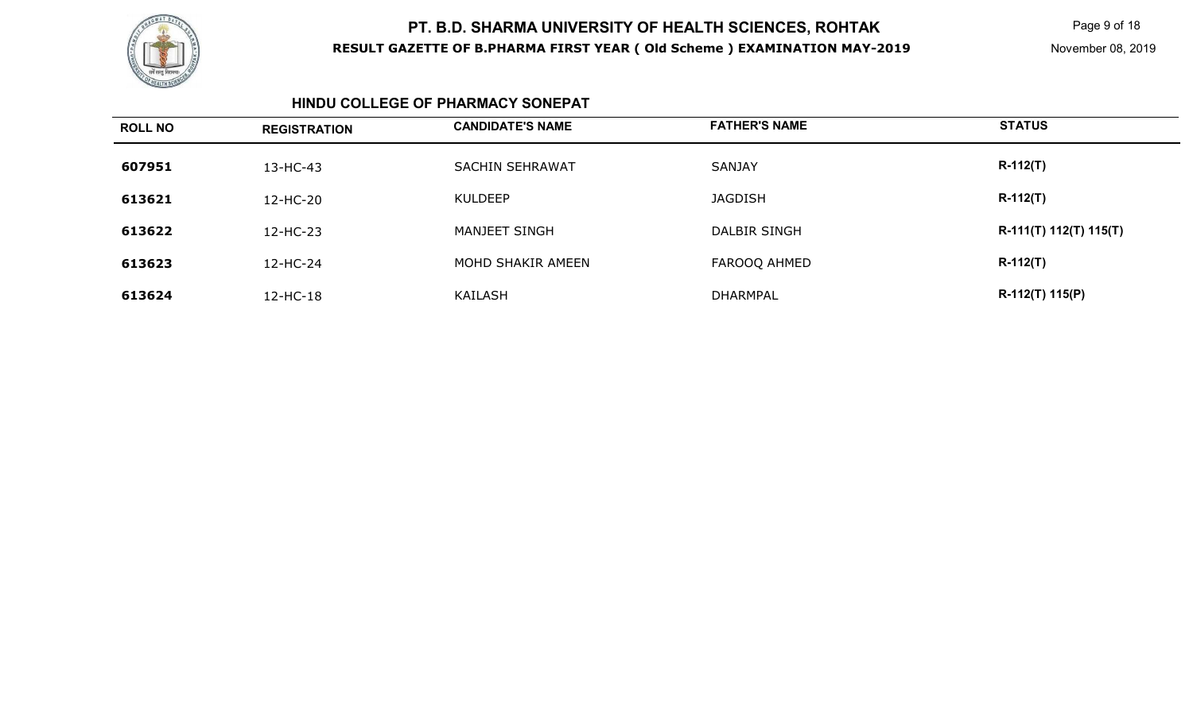# PT. B.D. SHARMA UNIVERSITY OF HEALTH SCIENCES, ROHTAK

**RESULT GAZETTE OF B.PHARMA FIRST YEAR ( Old Scheme ) EXAMINATION MAY-2019**

November 08, 2019

## HINDU COLLEGE OF PHARMACY SONEPAT

| ROLL NO | REGISTRATION | CANDIDATE'S NAME | FATHER'S NAME | STATUS |
|---|---|---|---|---|
| **607951** | 13-HC-43 | SACHIN SEHRAWAT | SANJAY | **R-112(T)** |
| **613621** | 12-HC-20 | KULDEEP | JAGDISH | **R-112(T)** |
| **613622** | 12-HC-23 | MANJEET SINGH | DALBIR SINGH | **R-111(T) 112(T) 115(T)** |
| **613623** | 12-HC-24 | MOHD SHAKIR AMEEN | FAROOQ AHMED | **R-112(T)** |
| **613624** | 12-HC-18 | KAILASH | DHARMPAL | **R-112(T) 115(P)** |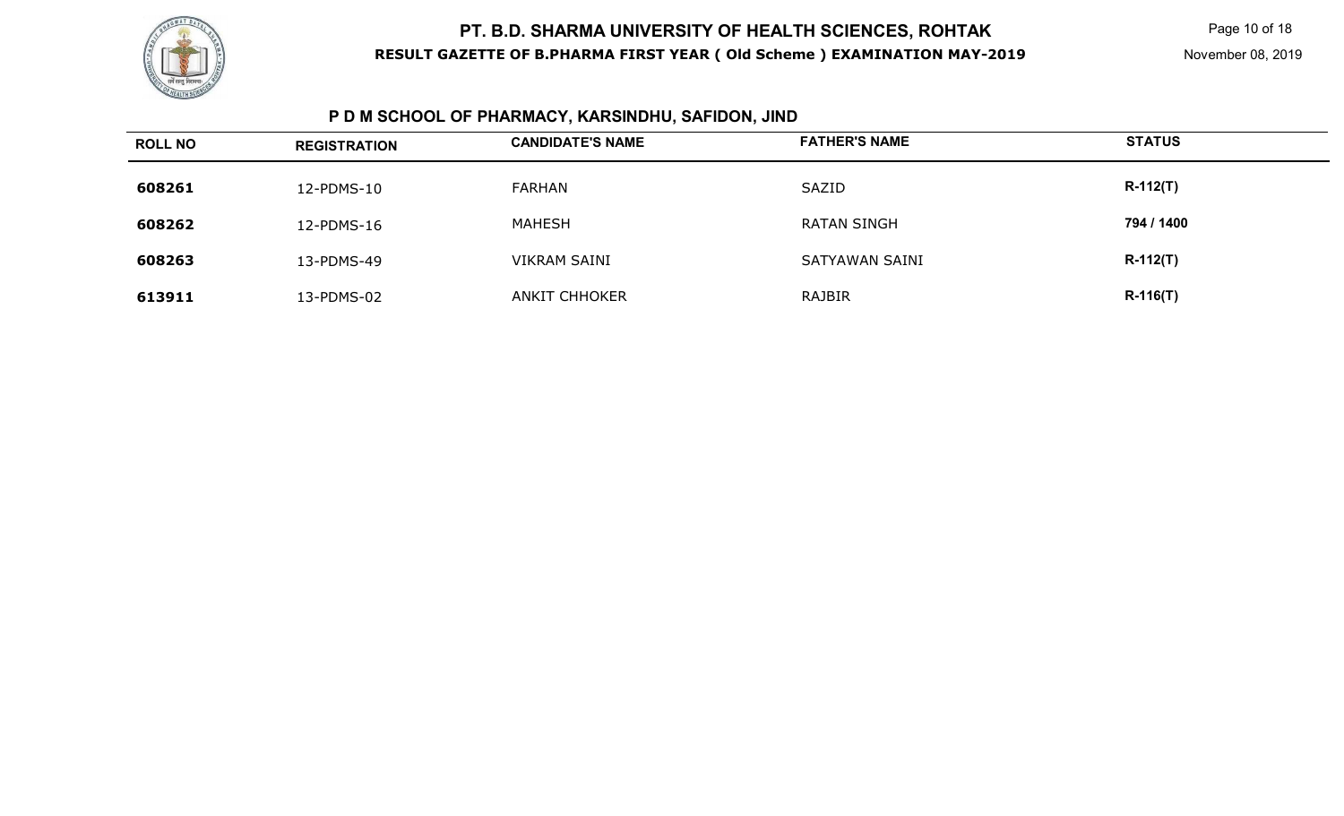# PT. B.D. SHARMA UNIVERSITY OF HEALTH SCIENCES, ROHTAK

**RESULT GAZETTE OF B.PHARMA FIRST YEAR ( Old Scheme ) EXAMINATION MAY-2019**

November 08, 2019

## P D M SCHOOL OF PHARMACY, KARSINDHU, SAFIDON, JIND

| ROLL NO | REGISTRATION | CANDIDATE'S NAME | FATHER'S NAME | STATUS |
|---|---|---|---|---|
| 608261 | 12-PDMS-10 | FARHAN | SAZID | R-112(T) |
| 608262 | 12-PDMS-16 | MAHESH | RATAN SINGH | 794 / 1400 |
| 608263 | 13-PDMS-49 | VIKRAM SAINI | SATYAWAN SAINI | R-112(T) |
| 613911 | 13-PDMS-02 | ANKIT CHHOKER | RAJBIR | R-116(T) |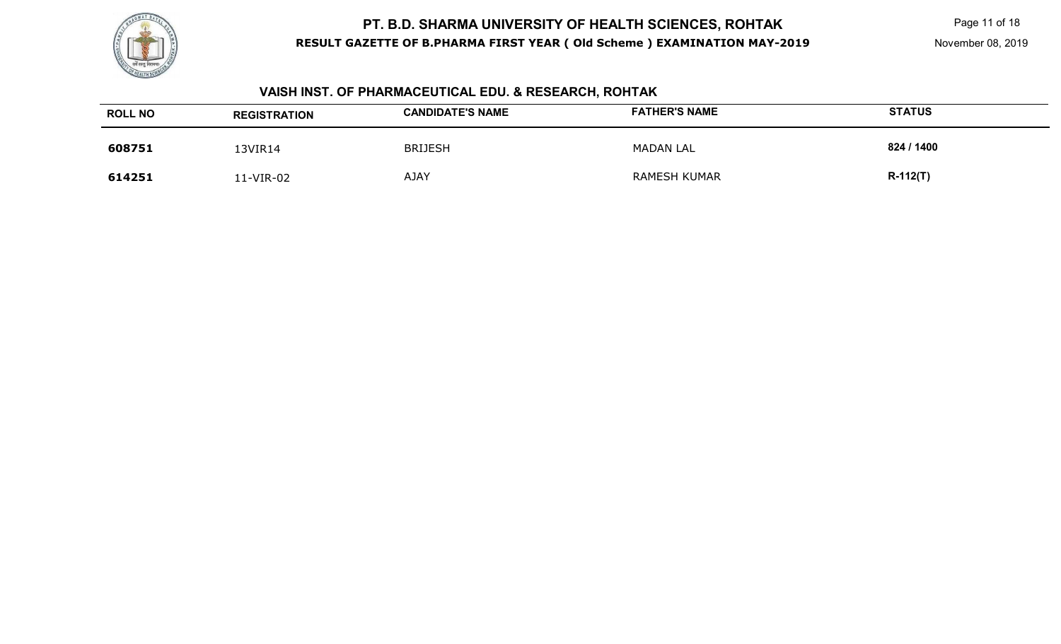# PT. B.D. SHARMA UNIVERSITY OF HEALTH SCIENCES, ROHTAK

**RESULT GAZETTE OF B.PHARMA FIRST YEAR ( Old Scheme ) EXAMINATION MAY-2019**

November 08, 2019

## VAISH INST. OF PHARMACEUTICAL EDU. & RESEARCH, ROHTAK

| ROLL NO | REGISTRATION | CANDIDATE'S NAME | FATHER'S NAME | STATUS |
|---|---|---|---|---|
| **608751** | 13VIR14 | BRIJESH | MADAN LAL | **824 / 1400** |
| **614251** | 11-VIR-02 | AJAY | RAMESH KUMAR | **R-112(T)** |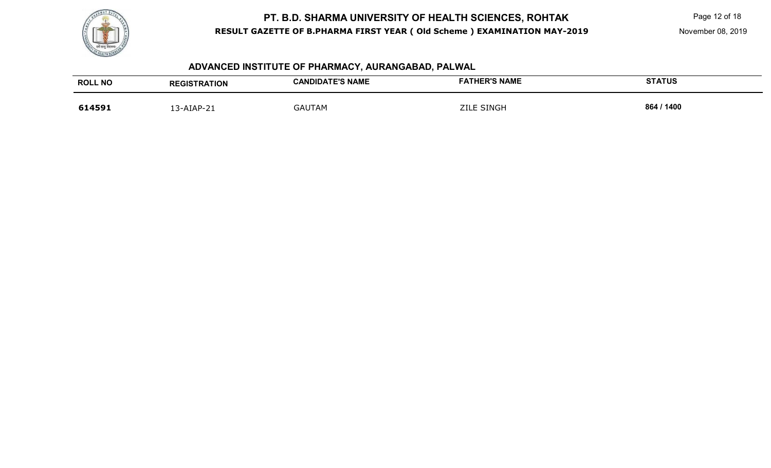# PT. B.D. SHARMA UNIVERSITY OF HEALTH SCIENCES, ROHTAK

**RESULT GAZETTE OF B.PHARMA FIRST YEAR ( Old Scheme ) EXAMINATION MAY-2019**

November 08, 2019

## ADVANCED INSTITUTE OF PHARMACY, AURANGABAD, PALWAL

| ROLL NO | REGISTRATION | CANDIDATE'S NAME | FATHER'S NAME | STATUS |
|---|---|---|---|---|
| **614591** | 13-AIAP-21 | GAUTAM | ZILE SINGH | **864 / 1400** |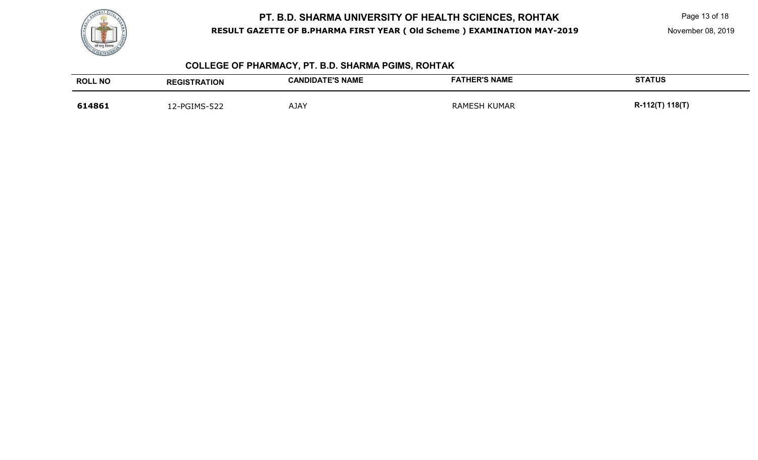# PT. B.D. SHARMA UNIVERSITY OF HEALTH SCIENCES, ROHTAK

**RESULT GAZETTE OF B.PHARMA FIRST YEAR ( Old Scheme ) EXAMINATION MAY-2019**

November 08, 2019

## COLLEGE OF PHARMACY, PT. B.D. SHARMA PGIMS, ROHTAK

| ROLL NO | REGISTRATION | CANDIDATE'S NAME | FATHER'S NAME | STATUS |
|---|---|---|---|---|
| **614861** | 12-PGIMS-522 | AJAY | RAMESH KUMAR | **R-112(T) 118(T)** |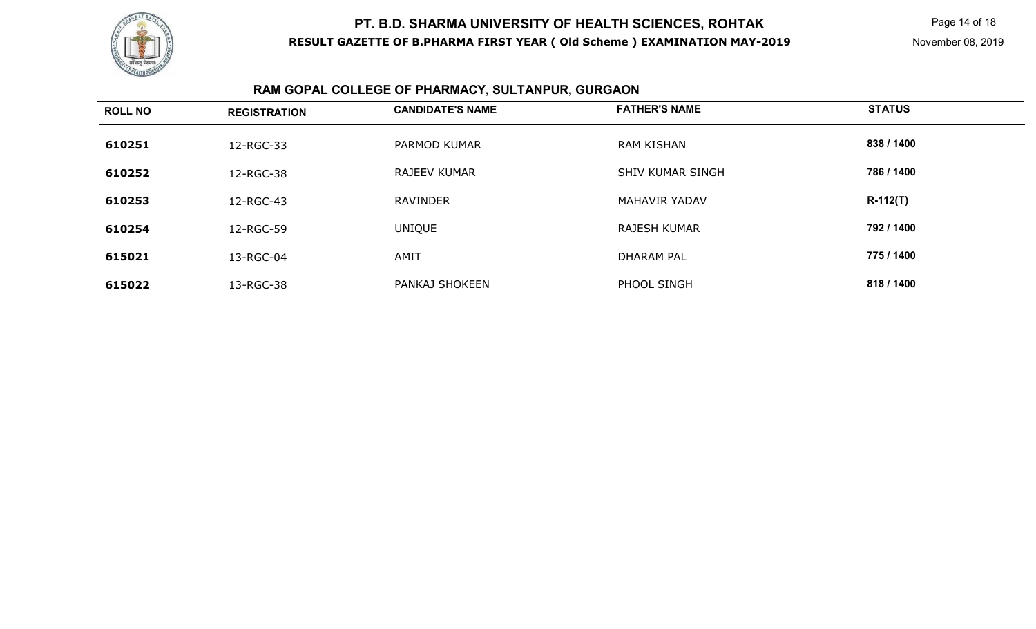# PT. B.D. SHARMA UNIVERSITY OF HEALTH SCIENCES, ROHTAK

**RESULT GAZETTE OF B.PHARMA FIRST YEAR ( Old Scheme ) EXAMINATION MAY-2019**

November 08, 2019

## RAM GOPAL COLLEGE OF PHARMACY, SULTANPUR, GURGAON

| ROLL NO | REGISTRATION | CANDIDATE'S NAME | FATHER'S NAME | STATUS |
| --- | --- | --- | --- | --- |
| 610251 | 12-RGC-33 | PARMOD KUMAR | RAM KISHAN | 838 / 1400 |
| 610252 | 12-RGC-38 | RAJEEV KUMAR | SHIV KUMAR SINGH | 786 / 1400 |
| 610253 | 12-RGC-43 | RAVINDER | MAHAVIR YADAV | R-112(T) |
| 610254 | 12-RGC-59 | UNIQUE | RAJESH KUMAR | 792 / 1400 |
| 615021 | 13-RGC-04 | AMIT | DHARAM PAL | 775 / 1400 |
| 615022 | 13-RGC-38 | PANKAJ SHOKEEN | PHOOL SINGH | 818 / 1400 |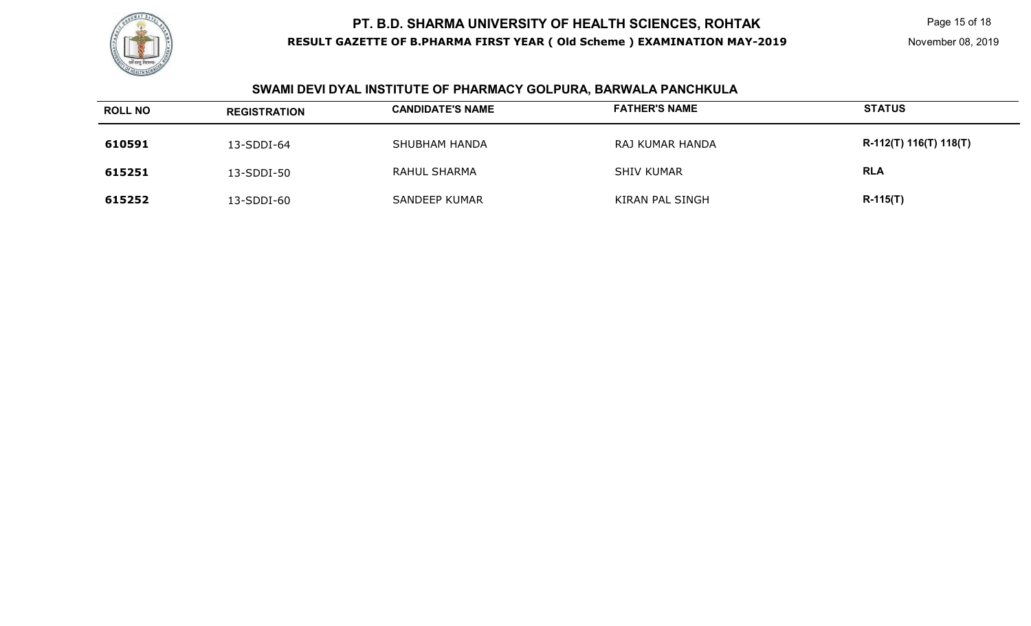# PT. B.D. SHARMA UNIVERSITY OF HEALTH SCIENCES, ROHTAK

**RESULT GAZETTE OF B.PHARMA FIRST YEAR ( Old Scheme ) EXAMINATION MAY-2019**

November 08, 2019

## SWAMI DEVI DYAL INSTITUTE OF PHARMACY GOLPURA, BARWALA PANCHKULA

| ROLL NO | REGISTRATION | CANDIDATE'S NAME | FATHER'S NAME | STATUS |
|---|---|---|---|---|
| 610591 | 13-SDDI-64 | SHUBHAM HANDA | RAJ KUMAR HANDA | R-112(T) 116(T) 118(T) |
| 615251 | 13-SDDI-50 | RAHUL SHARMA | SHIV KUMAR | RLA |
| 615252 | 13-SDDI-60 | SANDEEP KUMAR | KIRAN PAL SINGH | R-115(T) |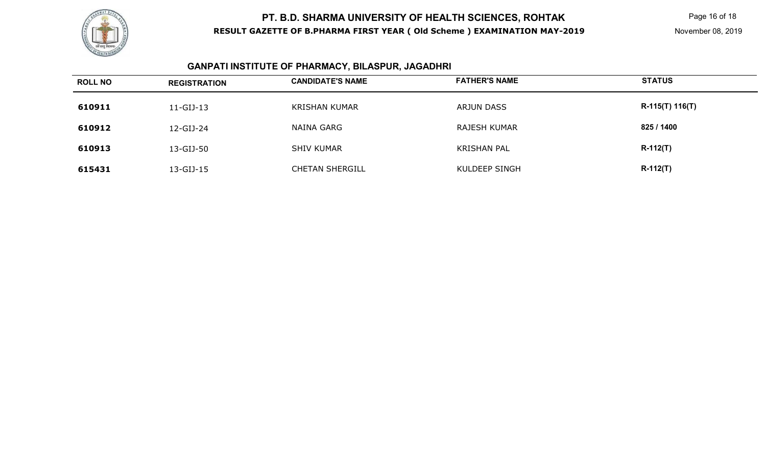## GANPATI INSTITUTE OF PHARMACY, BILASPUR, JAGADHRI

| ROLL NO | REGISTRATION | CANDIDATE'S NAME | FATHER'S NAME | STATUS |
|---|---|---|---|---|
| 610911 | 11-GIJ-13 | KRISHAN KUMAR | ARJUN DASS | R-115(T) 116(T) |
| 610912 | 12-GIJ-24 | NAINA GARG | RAJESH KUMAR | 825 / 1400 |
| 610913 | 13-GIJ-50 | SHIV KUMAR | KRISHAN PAL | R-112(T) |
| 615431 | 13-GIJ-15 | CHETAN SHERGILL | KULDEEP SINGH | R-112(T) |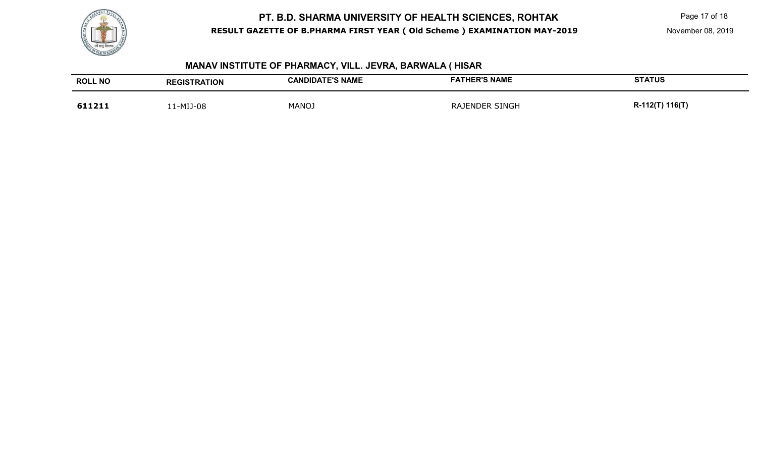## MANAV INSTITUTE OF PHARMACY, VILL. JEVRA, BARWALA ( HISAR

| ROLL NO | REGISTRATION | CANDIDATE'S NAME | FATHER'S NAME | STATUS |
|---|---|---|---|---|
| 611211 | 11-MIJ-08 | MANOJ | RAJENDER SINGH | R-112(T) 116(T) |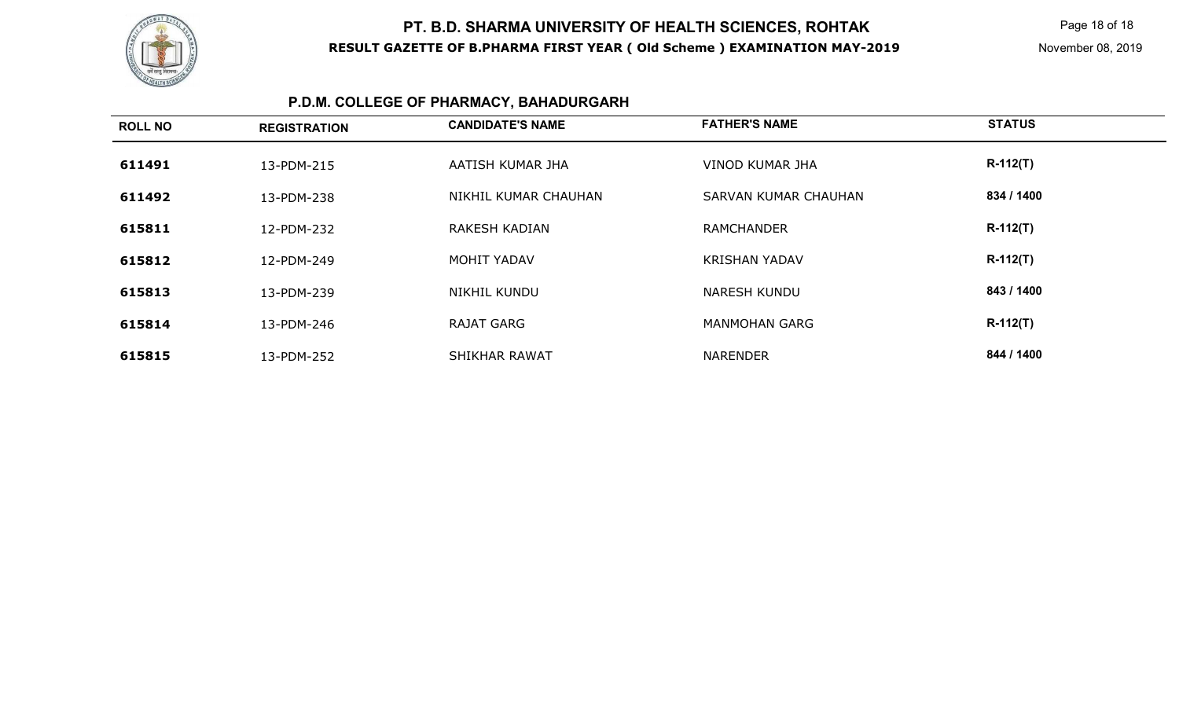# PT. B.D. SHARMA UNIVERSITY OF HEALTH SCIENCES, ROHTAK

**RESULT GAZETTE OF B.PHARMA FIRST YEAR ( Old Scheme ) EXAMINATION MAY-2019**

November 08, 2019

## P.D.M. COLLEGE OF PHARMACY, BAHADURGARH

| ROLL NO | REGISTRATION | CANDIDATE'S NAME | FATHER'S NAME | STATUS |
|---|---|---|---|---|
| 611491 | 13-PDM-215 | AATISH KUMAR JHA | VINOD KUMAR JHA | R-112(T) |
| 611492 | 13-PDM-238 | NIKHIL KUMAR CHAUHAN | SARVAN KUMAR CHAUHAN | 834 / 1400 |
| 615811 | 12-PDM-232 | RAKESH KADIAN | RAMCHANDER | R-112(T) |
| 615812 | 12-PDM-249 | MOHIT YADAV | KRISHAN YADAV | R-112(T) |
| 615813 | 13-PDM-239 | NIKHIL KUNDU | NARESH KUNDU | 843 / 1400 |
| 615814 | 13-PDM-246 | RAJAT GARG | MANMOHAN GARG | R-112(T) |
| 615815 | 13-PDM-252 | SHIKHAR RAWAT | NARENDER | 844 / 1400 |